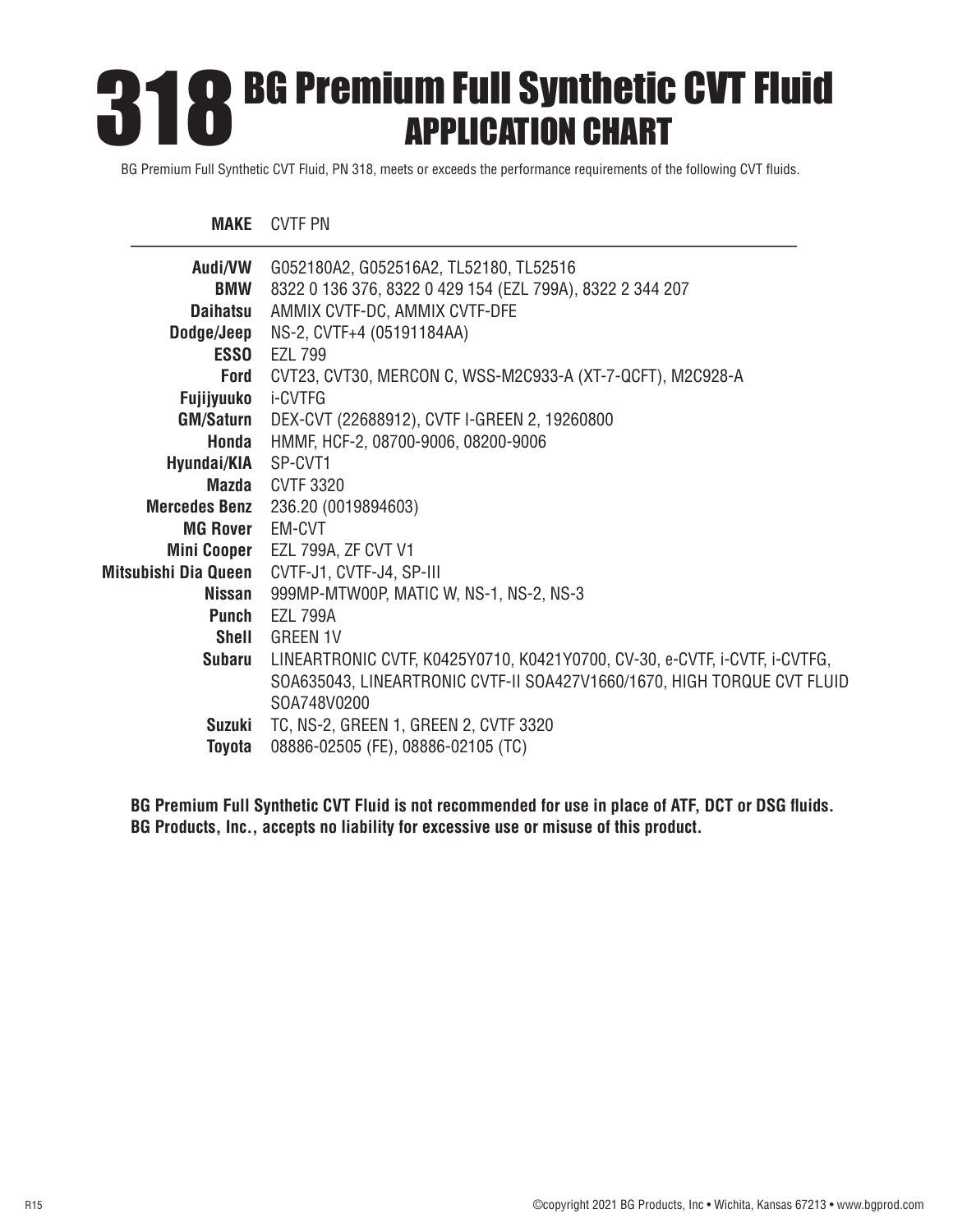# 318 BG Premium Full Synthetic CVT Fluid
## APPLICATION CHART

BG Premium Full Synthetic CVT Fluid, PN 318, meets or exceeds the performance requirements of the following CVT fluids.

| MAKE | CVTF PN |
|---:|---|
| **Audi/VW** | G052180A2, G052516A2, TL52180, TL52516 |
| **BMW** | 8322 0 136 376, 8322 0 429 154 (EZL 799A), 8322 2 344 207 |
| **Daihatsu** | AMMIX CVTF-DC, AMMIX CVTF-DFE |
| **Dodge/Jeep** | NS-2, CVTF+4 (05191184AA) |
| **ESSO** | EZL 799 |
| **Ford** | CVT23, CVT30, MERCON C, WSS-M2C933-A (XT-7-QCFT), M2C928-A |
| **Fujijyuuko** | i-CVTFG |
| **GM/Saturn** | DEX-CVT (22688912), CVTF I-GREEN 2, 19260800 |
| **Honda** | HMMF, HCF-2, 08700-9006, 08200-9006 |
| **Hyundai/KIA** | SP-CVT1 |
| **Mazda** | CVTF 3320 |
| **Mercedes Benz** | 236.20 (0019894603) |
| **MG Rover** | EM-CVT |
| **Mini Cooper** | EZL 799A, ZF CVT V1 |
| **Mitsubishi Dia Queen** | CVTF-J1, CVTF-J4, SP-III |
| **Nissan** | 999MP-MTW00P, MATIC W, NS-1, NS-2, NS-3 |
| **Punch** | EZL 799A |
| **Shell** | GREEN 1V |
| **Subaru** | LINEARTRONIC CVTF, K0425Y0710, K0421Y0700, CV-30, e-CVTF, i-CVTF, i-CVTFG, SOA635043, LINEARTRONIC CVTF-II SOA427V1660/1670, HIGH TORQUE CVT FLUID SOA748V0200 |
| **Suzuki** | TC, NS-2, GREEN 1, GREEN 2, CVTF 3320 |
| **Toyota** | 08886-02505 (FE), 08886-02105 (TC) |

**BG Premium Full Synthetic CVT Fluid is not recommended for use in place of ATF, DCT or DSG fluids.**
**BG Products, Inc., accepts no liability for excessive use or misuse of this product.**

R15

©copyright 2021 BG Products, Inc • Wichita, Kansas 67213 • www.bgprod.com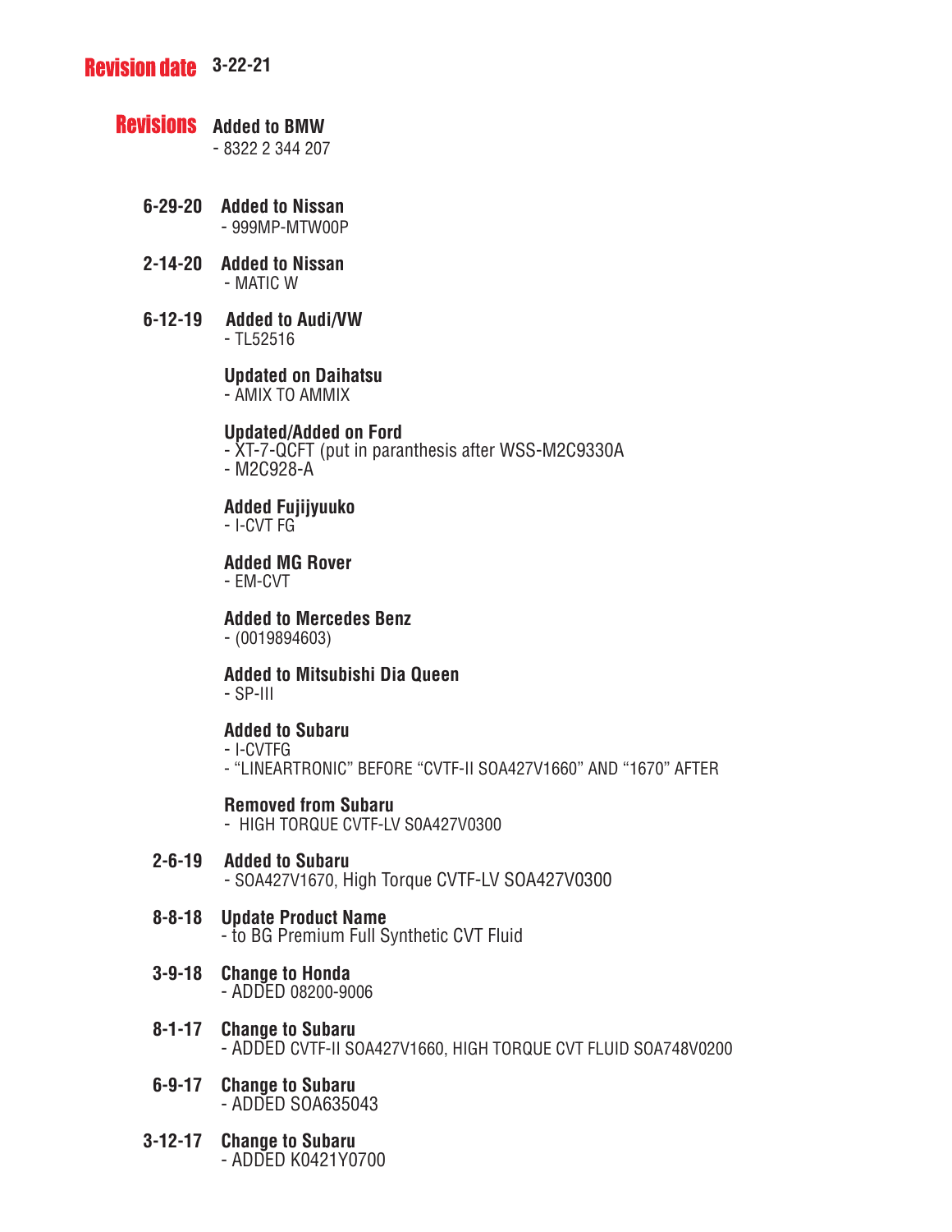**Revision date** 3-22-21

**Revisions**

**Added to BMW**
- 8322 2 344 207

**6-29-20** **Added to Nissan**
- 999MP-MTW00P

**2-14-20** **Added to Nissan**
- MATIC W

**6-12-19** **Added to Audi/VW**
- TL52516

**Updated on Daihatsu**
- AMIX TO AMMIX

**Updated/Added on Ford**
- XT-7-QCFT (put in paranthesis after WSS-M2C9330A
- M2C928-A

**Added Fujijyuuko**
- I-CVT FG

**Added MG Rover**
- EM-CVT

**Added to Mercedes Benz**
- (0019894603)

**Added to Mitsubishi Dia Queen**
- SP-III

**Added to Subaru**
- I-CVTFG
- "LINEARTRONIC" BEFORE "CVTF-II SOA427V1660" AND "1670" AFTER

**Removed from Subaru**
- HIGH TORQUE CVTF-LV SOA427V0300

**2-6-19** **Added to Subaru**
- SOA427V1670, High Torque CVTF-LV SOA427V0300

**8-8-18** **Update Product Name**
- to BG Premium Full Synthetic CVT Fluid

**3-9-18** **Change to Honda**
- ADDED 08200-9006

**8-1-17** **Change to Subaru**
- ADDED CVTF-II SOA427V1660, HIGH TORQUE CVT FLUID SOA748V0200

**6-9-17** **Change to Subaru**
- ADDED SOA635043

**3-12-17** **Change to Subaru**
- ADDED K0421Y0700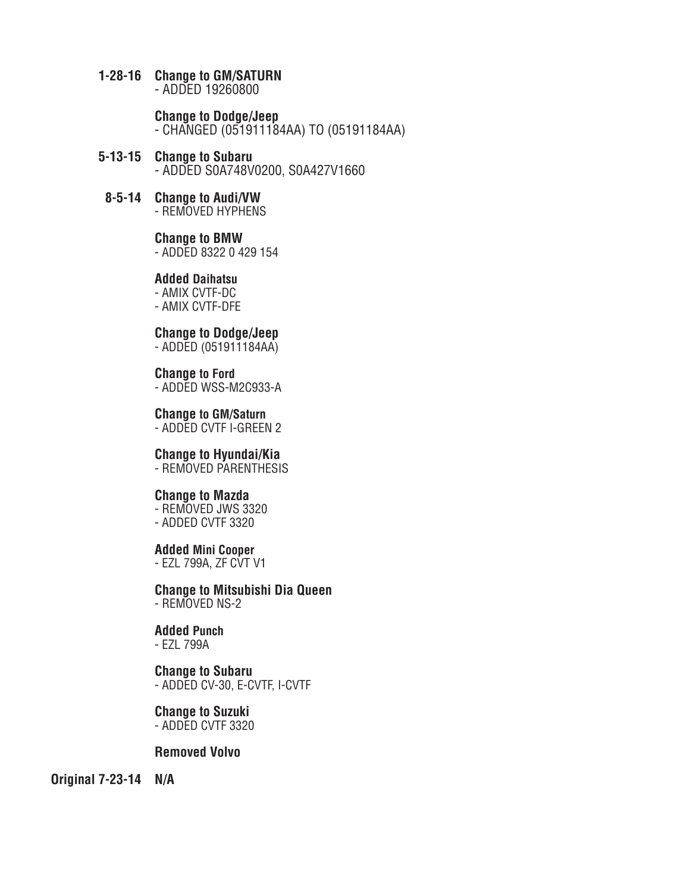**1-28-16** **Change to GM/SATURN**
- ADDED 19260800

**Change to Dodge/Jeep**
- CHANGED (051911184AA) TO (05191184AA)

**5-13-15** **Change to Subaru**
- ADDED S0A748V0200, S0A427V1660

**8-5-14** **Change to Audi/VW**
- REMOVED HYPHENS

**Change to BMW**
- ADDED 8322 0 429 154

**Added Daihatsu**
- AMIX CVTF-DC
- AMIX CVTF-DFE

**Change to Dodge/Jeep**
- ADDED (051911184AA)

**Change to Ford**
- ADDED WSS-M2C933-A

**Change to GM/Saturn**
- ADDED CVTF I-GREEN 2

**Change to Hyundai/Kia**
- REMOVED PARENTHESIS

**Change to Mazda**
- REMOVED JWS 3320
- ADDED CVTF 3320

**Added Mini Cooper**
- EZL 799A, ZF CVT V1

**Change to Mitsubishi Dia Queen**
- REMOVED NS-2

**Added Punch**
- EZL 799A

**Change to Subaru**
- ADDED CV-30, E-CVTF, I-CVTF

**Change to Suzuki**
- ADDED CVTF 3320

**Removed Volvo**

**Original 7-23-14** **N/A**